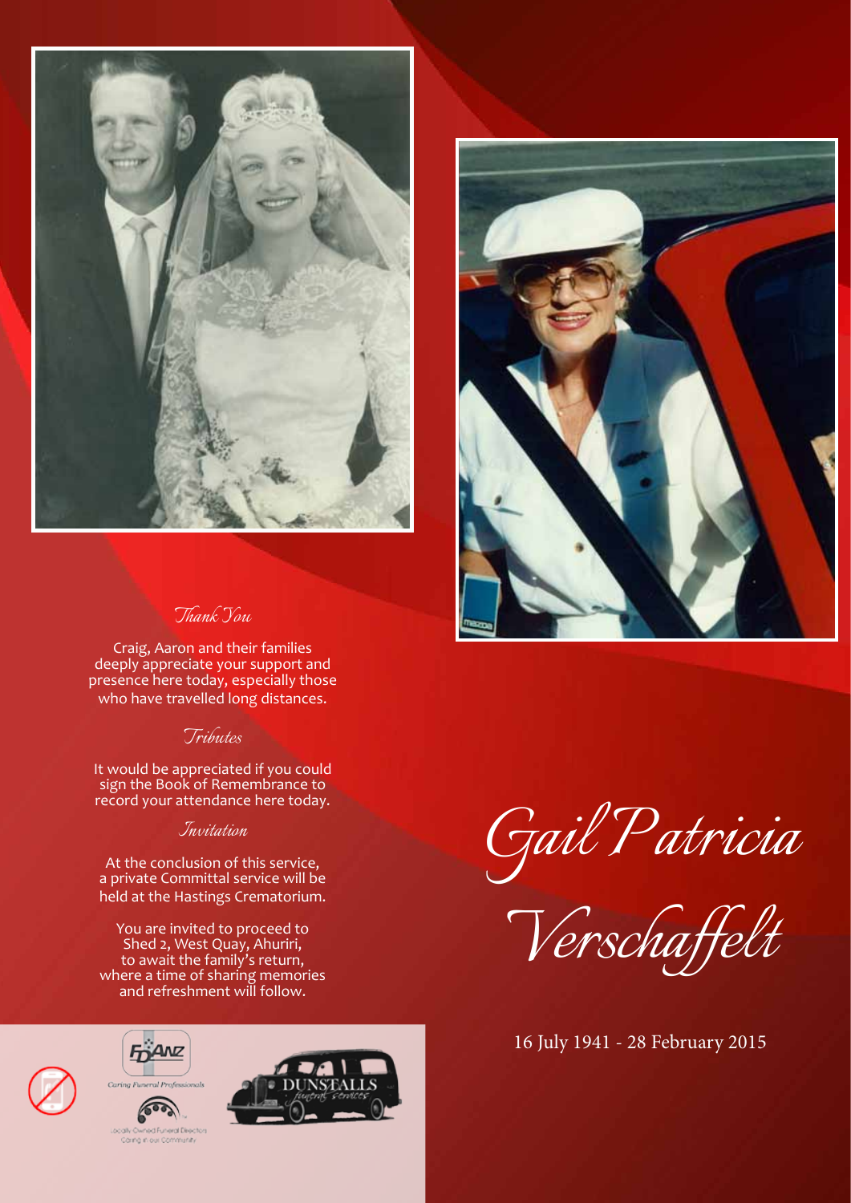# Gail Patricia Verschaffelt

16 July 1941 - 28 February 2015

## *Thank You*

Craig, Aaron and their families deeply appreciate your support and presence here today, especially those who have travelled long distances.

## *Tributes*

It would be appreciated if you could sign the Book of Remembrance to record your attendance here today.

## *Invitation*

At the conclusion of this service, a private Committal service will be held at the Hastings Crematorium.

You are invited to proceed to Shed 2, West Quay, Ahuriri, to await the family's return, where a time of sharing memories and refreshment will follow.

FDANZ Caring Funeral Professionals

Locally Owned Funeral Directors Caring in our Community

DUNSTALLS funeral services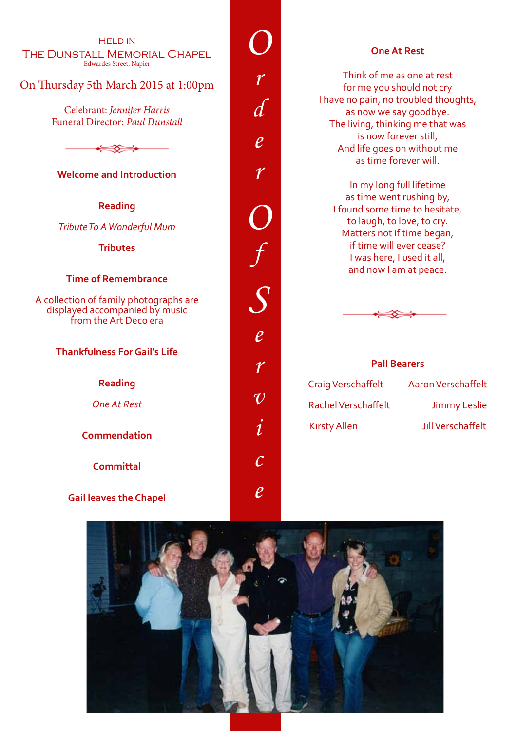Held in
The Dunstall Memorial Chapel
Edwardes Street, Napier

On Thursday 5th March 2015 at 1:00pm

Celebrant: *Jennifer Harris*
Funeral Director: *Paul Dunstall*

**Welcome and Introduction**

**Reading**

*Tribute To A Wonderful Mum*

**Tributes**

**Time of Remembrance**

A collection of family photographs are displayed accompanied by music from the Art Deco era

**Thankfulness For Gail's Life**

**Reading**

*One At Rest*

**Commendation**

**Committal**

**Gail leaves the Chapel**

# Order Of Service

**One At Rest**

Think of me as one at rest
for me you should not cry
I have no pain, no troubled thoughts,
as now we say goodbye.
The living, thinking me that was
is now forever still,
And life goes on without me
as time forever will.

In my long full lifetime
as time went rushing by,
I found some time to hesitate,
to laugh, to love, to cry.
Matters not if time began,
if time will ever cease?
I was here, I used it all,
and now I am at peace.

**Pall Bearers**

| | |
|---|---|
| Craig Verschaffelt | Aaron Verschaffelt |
| Rachel Verschaffelt | Jimmy Leslie |
| Kirsty Allen | Jill Verschaffelt |